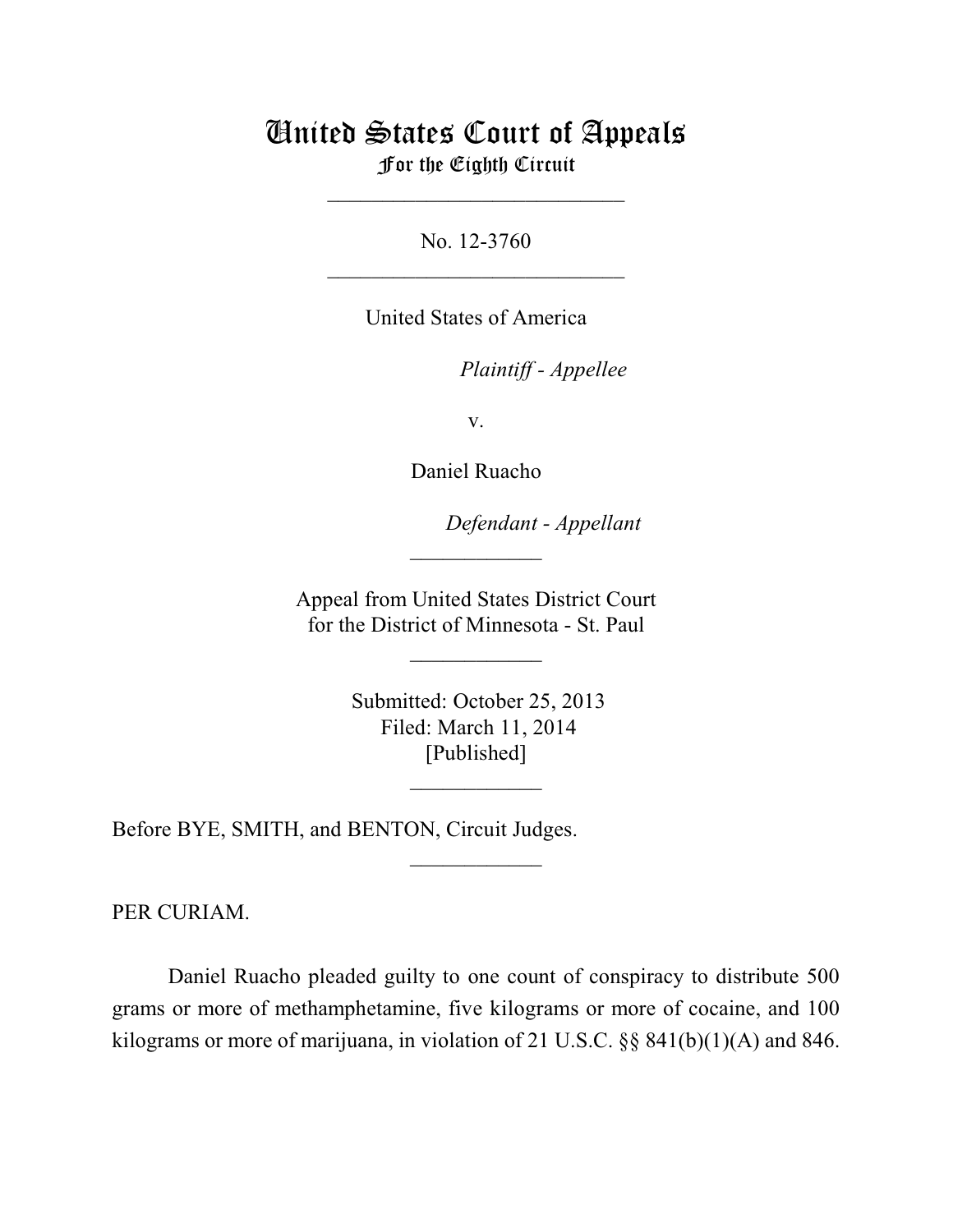# United States Court of Appeals
## For the Eighth Circuit

___________________________

No. 12-3760

___________________________

United States of America

*Plaintiff - Appellee*

v.

Daniel Ruacho

*Defendant - Appellant*

____________

Appeal from United States District Court
for the District of Minnesota - St. Paul

____________

Submitted: October 25, 2013
Filed: March 11, 2014
[Published]

____________

Before BYE, SMITH, and BENTON, Circuit Judges.

____________

PER CURIAM.

Daniel Ruacho pleaded guilty to one count of conspiracy to distribute 500 grams or more of methamphetamine, five kilograms or more of cocaine, and 100 kilograms or more of marijuana, in violation of 21 U.S.C. §§ 841(b)(1)(A) and 846.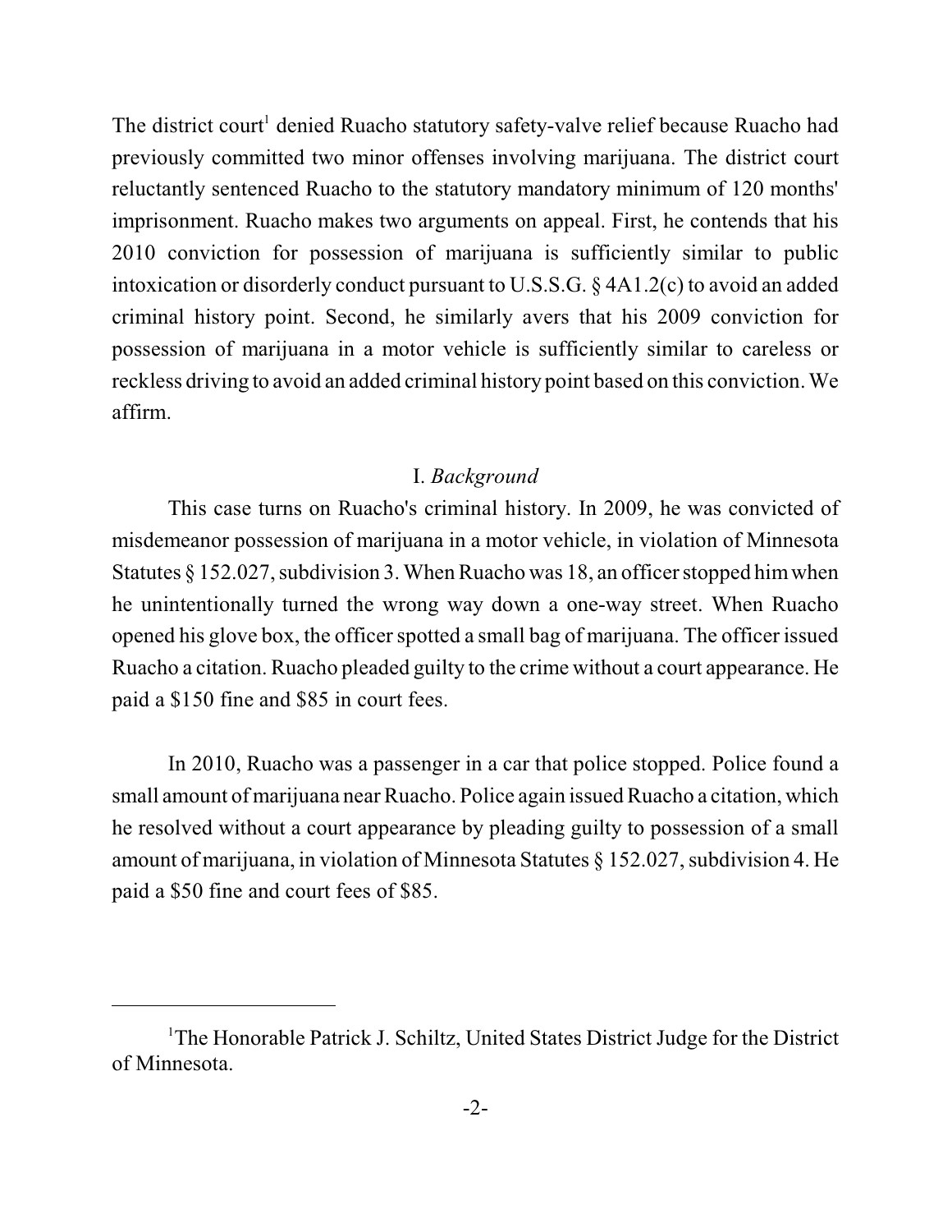The district court[1] denied Ruacho statutory safety-valve relief because Ruacho had previously committed two minor offenses involving marijuana. The district court reluctantly sentenced Ruacho to the statutory mandatory minimum of 120 months' imprisonment. Ruacho makes two arguments on appeal. First, he contends that his 2010 conviction for possession of marijuana is sufficiently similar to public intoxication or disorderly conduct pursuant to U.S.S.G. § 4A1.2(c) to avoid an added criminal history point. Second, he similarly avers that his 2009 conviction for possession of marijuana in a motor vehicle is sufficiently similar to careless or reckless driving to avoid an added criminal history point based on this conviction. We affirm.

## I. *Background*

This case turns on Ruacho's criminal history. In 2009, he was convicted of misdemeanor possession of marijuana in a motor vehicle, in violation of Minnesota Statutes § 152.027, subdivision 3. When Ruacho was 18, an officer stopped him when he unintentionally turned the wrong way down a one-way street. When Ruacho opened his glove box, the officer spotted a small bag of marijuana. The officer issued Ruacho a citation. Ruacho pleaded guilty to the crime without a court appearance. He paid a $150 fine and $85 in court fees.

In 2010, Ruacho was a passenger in a car that police stopped. Police found a small amount of marijuana near Ruacho. Police again issued Ruacho a citation, which he resolved without a court appearance by pleading guilty to possession of a small amount of marijuana, in violation of Minnesota Statutes § 152.027, subdivision 4. He paid a $50 fine and court fees of $85.

---

[1] The Honorable Patrick J. Schiltz, United States District Judge for the District of Minnesota.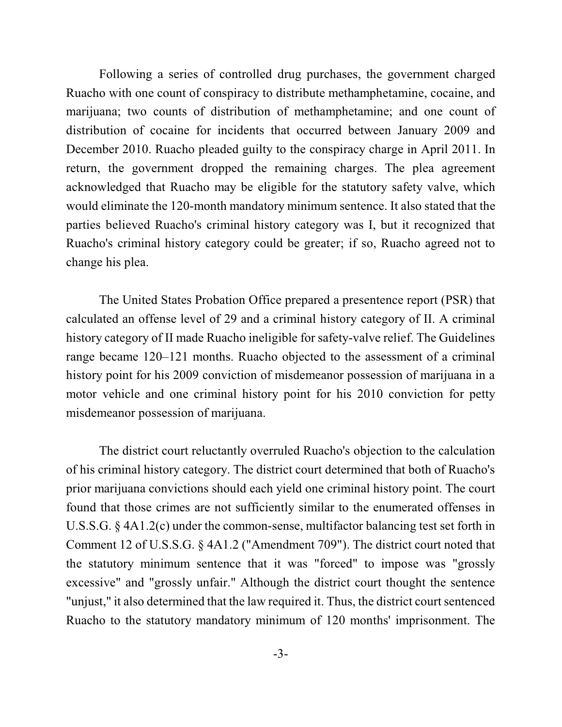Following a series of controlled drug purchases, the government charged Ruacho with one count of conspiracy to distribute methamphetamine, cocaine, and marijuana; two counts of distribution of methamphetamine; and one count of distribution of cocaine for incidents that occurred between January 2009 and December 2010. Ruacho pleaded guilty to the conspiracy charge in April 2011. In return, the government dropped the remaining charges. The plea agreement acknowledged that Ruacho may be eligible for the statutory safety valve, which would eliminate the 120-month mandatory minimum sentence. It also stated that the parties believed Ruacho's criminal history category was I, but it recognized that Ruacho's criminal history category could be greater; if so, Ruacho agreed not to change his plea.

The United States Probation Office prepared a presentence report (PSR) that calculated an offense level of 29 and a criminal history category of II. A criminal history category of II made Ruacho ineligible for safety-valve relief. The Guidelines range became 120–121 months. Ruacho objected to the assessment of a criminal history point for his 2009 conviction of misdemeanor possession of marijuana in a motor vehicle and one criminal history point for his 2010 conviction for petty misdemeanor possession of marijuana.

The district court reluctantly overruled Ruacho's objection to the calculation of his criminal history category. The district court determined that both of Ruacho's prior marijuana convictions should each yield one criminal history point. The court found that those crimes are not sufficiently similar to the enumerated offenses in U.S.S.G. § 4A1.2(c) under the common-sense, multifactor balancing test set forth in Comment 12 of U.S.S.G. § 4A1.2 ("Amendment 709"). The district court noted that the statutory minimum sentence that it was "forced" to impose was "grossly excessive" and "grossly unfair." Although the district court thought the sentence "unjust," it also determined that the law required it. Thus, the district court sentenced Ruacho to the statutory mandatory minimum of 120 months' imprisonment. The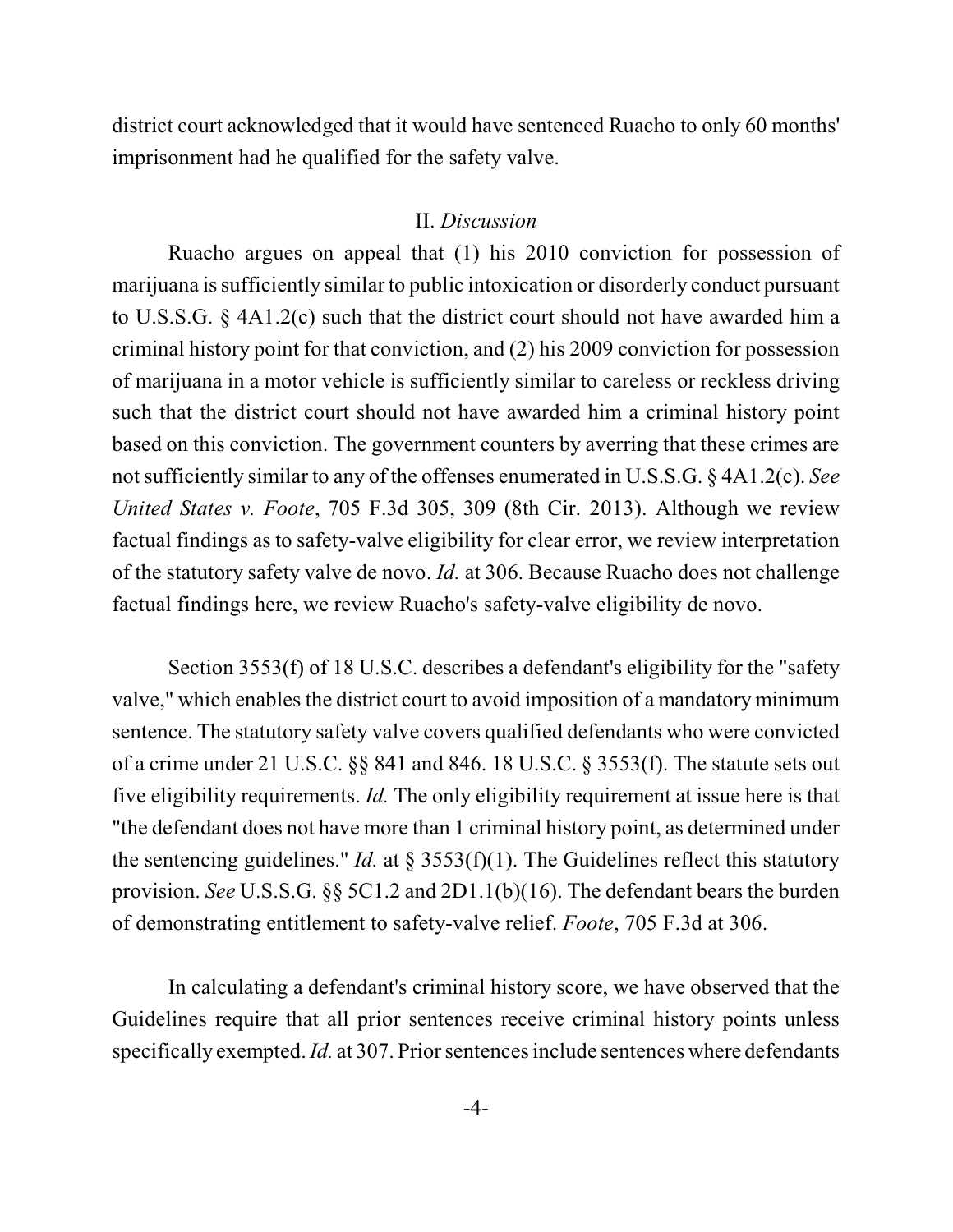district court acknowledged that it would have sentenced Ruacho to only 60 months' imprisonment had he qualified for the safety valve.

## II. *Discussion*

Ruacho argues on appeal that (1) his 2010 conviction for possession of marijuana is sufficiently similar to public intoxication or disorderly conduct pursuant to U.S.S.G. § 4A1.2(c) such that the district court should not have awarded him a criminal history point for that conviction, and (2) his 2009 conviction for possession of marijuana in a motor vehicle is sufficiently similar to careless or reckless driving such that the district court should not have awarded him a criminal history point based on this conviction. The government counters by averring that these crimes are not sufficiently similar to any of the offenses enumerated in U.S.S.G. § 4A1.2(c). *See United States v. Foote*, 705 F.3d 305, 309 (8th Cir. 2013). Although we review factual findings as to safety-valve eligibility for clear error, we review interpretation of the statutory safety valve de novo. *Id.* at 306. Because Ruacho does not challenge factual findings here, we review Ruacho's safety-valve eligibility de novo.

Section 3553(f) of 18 U.S.C. describes a defendant's eligibility for the "safety valve," which enables the district court to avoid imposition of a mandatory minimum sentence. The statutory safety valve covers qualified defendants who were convicted of a crime under 21 U.S.C. §§ 841 and 846. 18 U.S.C. § 3553(f). The statute sets out five eligibility requirements. *Id.* The only eligibility requirement at issue here is that "the defendant does not have more than 1 criminal history point, as determined under the sentencing guidelines." *Id.* at § 3553(f)(1). The Guidelines reflect this statutory provision. *See* U.S.S.G. §§ 5C1.2 and 2D1.1(b)(16). The defendant bears the burden of demonstrating entitlement to safety-valve relief. *Foote*, 705 F.3d at 306.

In calculating a defendant's criminal history score, we have observed that the Guidelines require that all prior sentences receive criminal history points unless specifically exempted. *Id.* at 307. Prior sentences include sentences where defendants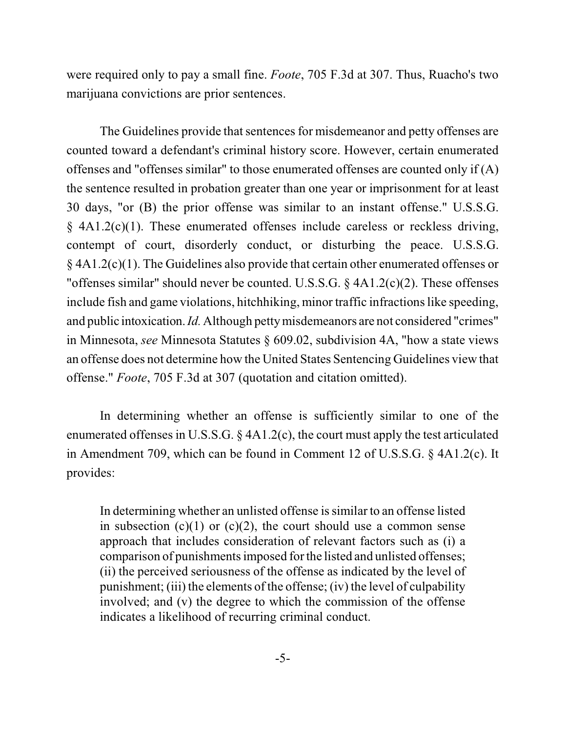were required only to pay a small fine. *Foote*, 705 F.3d at 307. Thus, Ruacho's two marijuana convictions are prior sentences.

The Guidelines provide that sentences for misdemeanor and petty offenses are counted toward a defendant's criminal history score. However, certain enumerated offenses and "offenses similar" to those enumerated offenses are counted only if (A) the sentence resulted in probation greater than one year or imprisonment for at least 30 days, "or (B) the prior offense was similar to an instant offense." U.S.S.G. § 4A1.2(c)(1). These enumerated offenses include careless or reckless driving, contempt of court, disorderly conduct, or disturbing the peace. U.S.S.G. § 4A1.2(c)(1). The Guidelines also provide that certain other enumerated offenses or "offenses similar" should never be counted. U.S.S.G. § 4A1.2(c)(2). These offenses include fish and game violations, hitchhiking, minor traffic infractions like speeding, and public intoxication. *Id.* Although petty misdemeanors are not considered "crimes" in Minnesota, *see* Minnesota Statutes § 609.02, subdivision 4A, "how a state views an offense does not determine how the United States Sentencing Guidelines view that offense." *Foote*, 705 F.3d at 307 (quotation and citation omitted).

In determining whether an offense is sufficiently similar to one of the enumerated offenses in U.S.S.G. § 4A1.2(c), the court must apply the test articulated in Amendment 709, which can be found in Comment 12 of U.S.S.G. § 4A1.2(c). It provides:

> In determining whether an unlisted offense is similar to an offense listed in subsection (c)(1) or (c)(2), the court should use a common sense approach that includes consideration of relevant factors such as (i) a comparison of punishments imposed for the listed and unlisted offenses; (ii) the perceived seriousness of the offense as indicated by the level of punishment; (iii) the elements of the offense; (iv) the level of culpability involved; and (v) the degree to which the commission of the offense indicates a likelihood of recurring criminal conduct.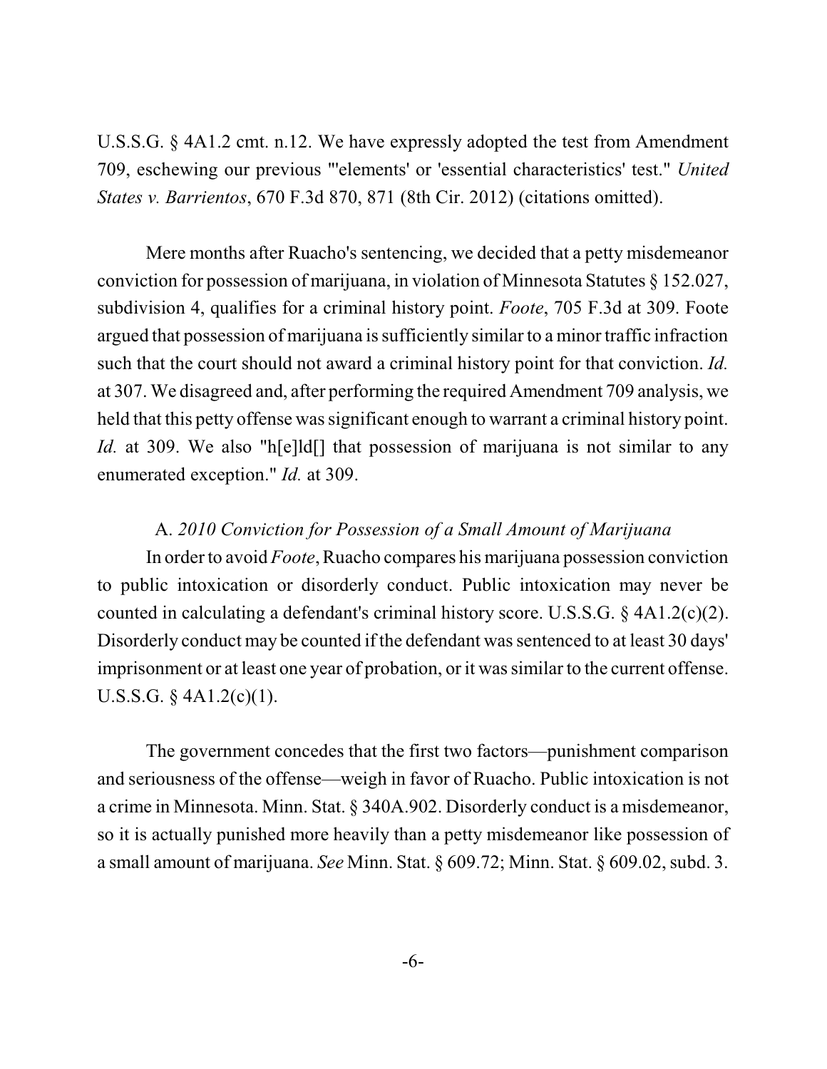U.S.S.G. § 4A1.2 cmt. n.12. We have expressly adopted the test from Amendment 709, eschewing our previous "'elements' or 'essential characteristics' test." *United States v. Barrientos*, 670 F.3d 870, 871 (8th Cir. 2012) (citations omitted).

Mere months after Ruacho's sentencing, we decided that a petty misdemeanor conviction for possession of marijuana, in violation of Minnesota Statutes § 152.027, subdivision 4, qualifies for a criminal history point. *Foote*, 705 F.3d at 309. Foote argued that possession of marijuana is sufficiently similar to a minor traffic infraction such that the court should not award a criminal history point for that conviction. *Id.* at 307. We disagreed and, after performing the required Amendment 709 analysis, we held that this petty offense was significant enough to warrant a criminal history point. *Id.* at 309. We also "h[e]ld[] that possession of marijuana is not similar to any enumerated exception." *Id.* at 309.

### A. *2010 Conviction for Possession of a Small Amount of Marijuana*

In order to avoid *Foote*, Ruacho compares his marijuana possession conviction to public intoxication or disorderly conduct. Public intoxication may never be counted in calculating a defendant's criminal history score. U.S.S.G. § 4A1.2(c)(2). Disorderly conduct may be counted if the defendant was sentenced to at least 30 days' imprisonment or at least one year of probation, or it was similar to the current offense. U.S.S.G. § 4A1.2(c)(1).

The government concedes that the first two factors—punishment comparison and seriousness of the offense—weigh in favor of Ruacho. Public intoxication is not a crime in Minnesota. Minn. Stat. § 340A.902. Disorderly conduct is a misdemeanor, so it is actually punished more heavily than a petty misdemeanor like possession of a small amount of marijuana. *See* Minn. Stat. § 609.72; Minn. Stat. § 609.02, subd. 3.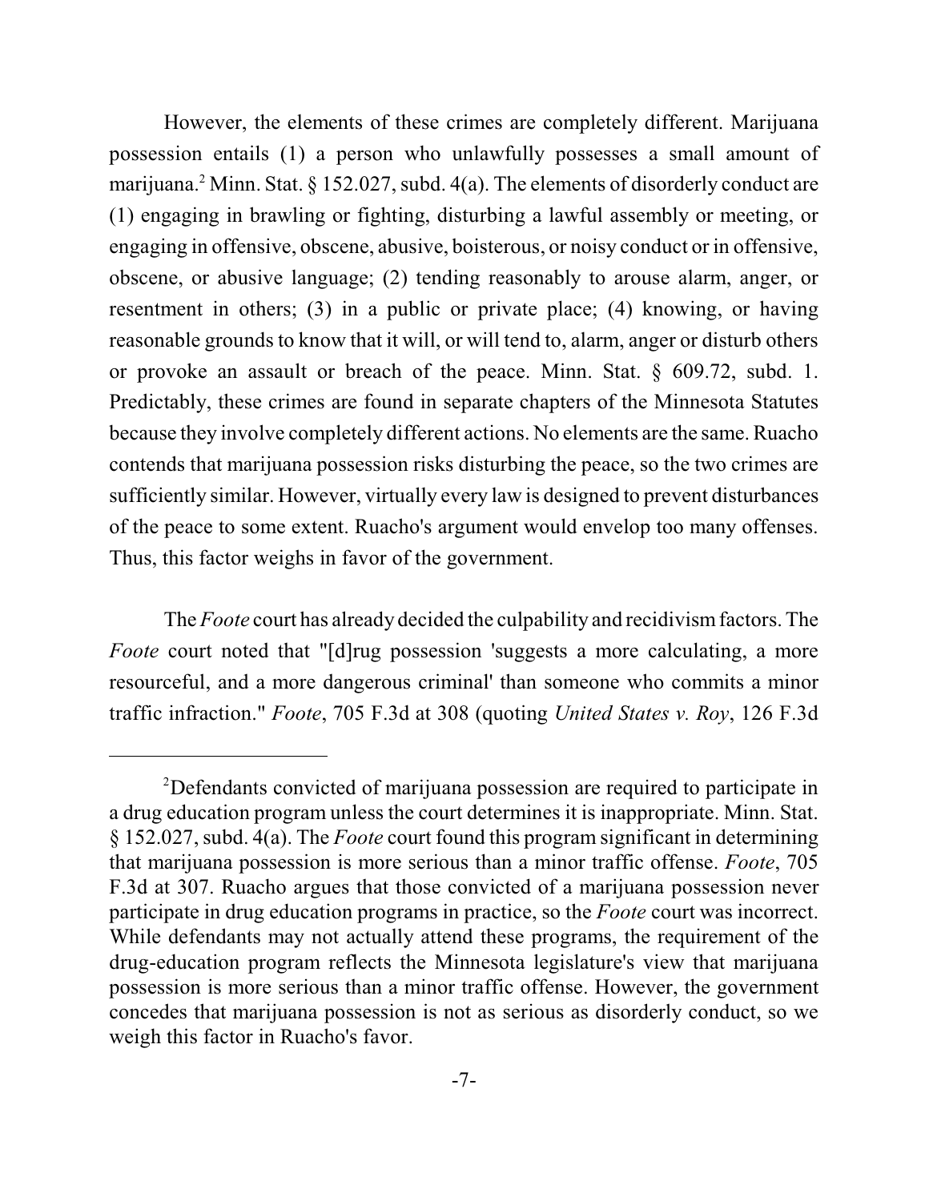However, the elements of these crimes are completely different. Marijuana possession entails (1) a person who unlawfully possesses a small amount of marijuana.[2] Minn. Stat. § 152.027, subd. 4(a). The elements of disorderly conduct are (1) engaging in brawling or fighting, disturbing a lawful assembly or meeting, or engaging in offensive, obscene, abusive, boisterous, or noisy conduct or in offensive, obscene, or abusive language; (2) tending reasonably to arouse alarm, anger, or resentment in others; (3) in a public or private place; (4) knowing, or having reasonable grounds to know that it will, or will tend to, alarm, anger or disturb others or provoke an assault or breach of the peace. Minn. Stat. § 609.72, subd. 1. Predictably, these crimes are found in separate chapters of the Minnesota Statutes because they involve completely different actions. No elements are the same. Ruacho contends that marijuana possession risks disturbing the peace, so the two crimes are sufficiently similar. However, virtually every law is designed to prevent disturbances of the peace to some extent. Ruacho's argument would envelop too many offenses. Thus, this factor weighs in favor of the government.

The *Foote* court has already decided the culpability and recidivism factors. The *Foote* court noted that "[d]rug possession 'suggests a more calculating, a more resourceful, and a more dangerous criminal' than someone who commits a minor traffic infraction." *Foote*, 705 F.3d at 308 (quoting *United States v. Roy*, 126 F.3d

---

[2]Defendants convicted of marijuana possession are required to participate in a drug education program unless the court determines it is inappropriate. Minn. Stat. § 152.027, subd. 4(a). The *Foote* court found this program significant in determining that marijuana possession is more serious than a minor traffic offense. *Foote*, 705 F.3d at 307. Ruacho argues that those convicted of a marijuana possession never participate in drug education programs in practice, so the *Foote* court was incorrect. While defendants may not actually attend these programs, the requirement of the drug-education program reflects the Minnesota legislature's view that marijuana possession is more serious than a minor traffic offense. However, the government concedes that marijuana possession is not as serious as disorderly conduct, so we weigh this factor in Ruacho's favor.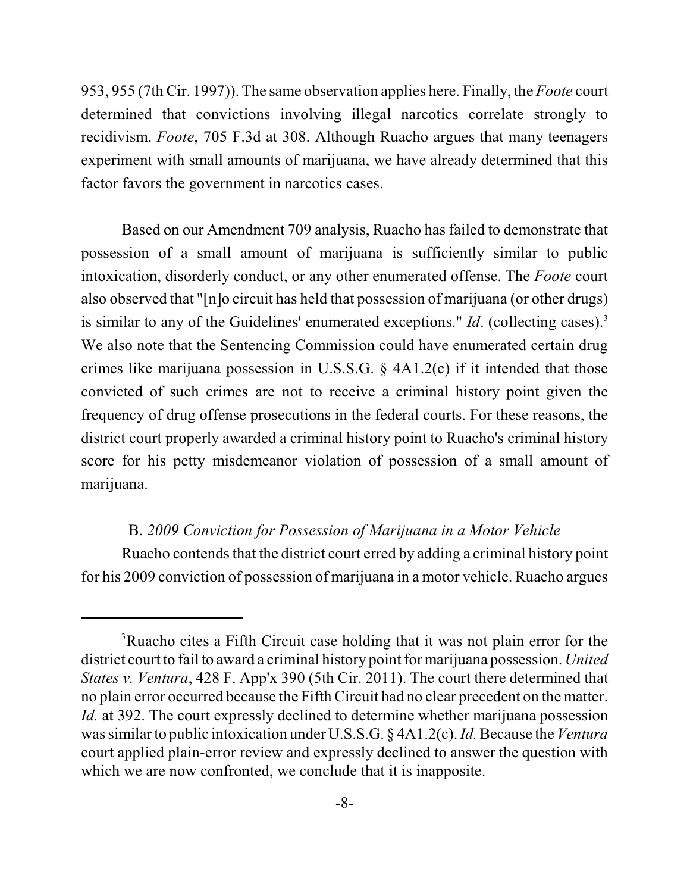953, 955 (7th Cir. 1997)). The same observation applies here. Finally, the *Foote* court determined that convictions involving illegal narcotics correlate strongly to recidivism. *Foote*, 705 F.3d at 308. Although Ruacho argues that many teenagers experiment with small amounts of marijuana, we have already determined that this factor favors the government in narcotics cases.

Based on our Amendment 709 analysis, Ruacho has failed to demonstrate that possession of a small amount of marijuana is sufficiently similar to public intoxication, disorderly conduct, or any other enumerated offense. The *Foote* court also observed that "[n]o circuit has held that possession of marijuana (or other drugs) is similar to any of the Guidelines' enumerated exceptions." *Id*. (collecting cases).[3] We also note that the Sentencing Commission could have enumerated certain drug crimes like marijuana possession in U.S.S.G. § 4A1.2(c) if it intended that those convicted of such crimes are not to receive a criminal history point given the frequency of drug offense prosecutions in the federal courts. For these reasons, the district court properly awarded a criminal history point to Ruacho's criminal history score for his petty misdemeanor violation of possession of a small amount of marijuana.

B. *2009 Conviction for Possession of Marijuana in a Motor Vehicle*

Ruacho contends that the district court erred by adding a criminal history point for his 2009 conviction of possession of marijuana in a motor vehicle. Ruacho argues

---

[3]Ruacho cites a Fifth Circuit case holding that it was not plain error for the district court to fail to award a criminal history point for marijuana possession. *United States v. Ventura*, 428 F. App'x 390 (5th Cir. 2011). The court there determined that no plain error occurred because the Fifth Circuit had no clear precedent on the matter. *Id.* at 392. The court expressly declined to determine whether marijuana possession was similar to public intoxication under U.S.S.G. § 4A1.2(c). *Id.* Because the *Ventura* court applied plain-error review and expressly declined to answer the question with which we are now confronted, we conclude that it is inapposite.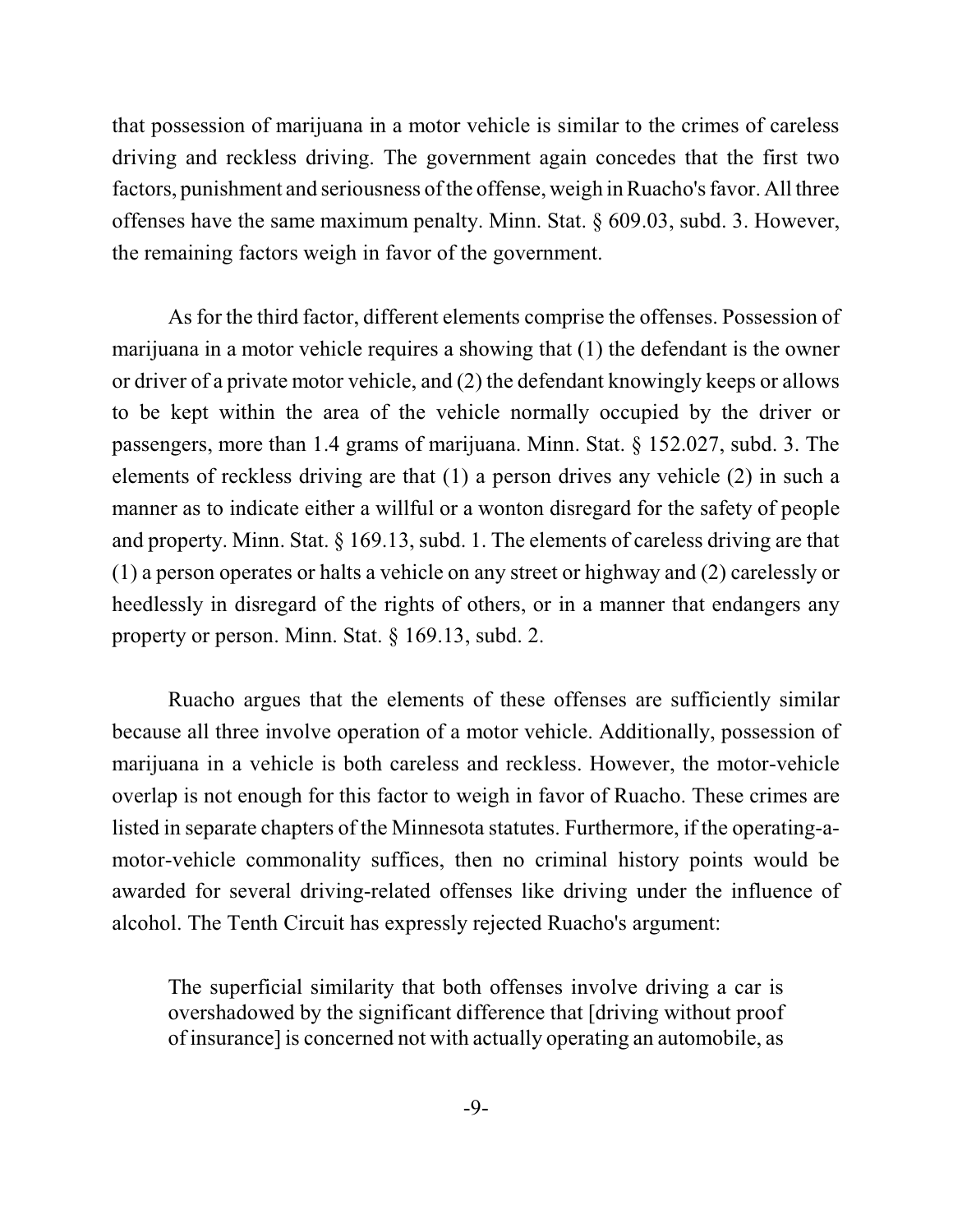that possession of marijuana in a motor vehicle is similar to the crimes of careless driving and reckless driving. The government again concedes that the first two factors, punishment and seriousness of the offense, weigh in Ruacho's favor. All three offenses have the same maximum penalty. Minn. Stat. § 609.03, subd. 3. However, the remaining factors weigh in favor of the government.

As for the third factor, different elements comprise the offenses. Possession of marijuana in a motor vehicle requires a showing that (1) the defendant is the owner or driver of a private motor vehicle, and (2) the defendant knowingly keeps or allows to be kept within the area of the vehicle normally occupied by the driver or passengers, more than 1.4 grams of marijuana. Minn. Stat. § 152.027, subd. 3. The elements of reckless driving are that (1) a person drives any vehicle (2) in such a manner as to indicate either a willful or a wonton disregard for the safety of people and property. Minn. Stat. § 169.13, subd. 1. The elements of careless driving are that (1) a person operates or halts a vehicle on any street or highway and (2) carelessly or heedlessly in disregard of the rights of others, or in a manner that endangers any property or person. Minn. Stat. § 169.13, subd. 2.

Ruacho argues that the elements of these offenses are sufficiently similar because all three involve operation of a motor vehicle. Additionally, possession of marijuana in a vehicle is both careless and reckless. However, the motor-vehicle overlap is not enough for this factor to weigh in favor of Ruacho. These crimes are listed in separate chapters of the Minnesota statutes. Furthermore, if the operating-a-motor-vehicle commonality suffices, then no criminal history points would be awarded for several driving-related offenses like driving under the influence of alcohol. The Tenth Circuit has expressly rejected Ruacho's argument:

> The superficial similarity that both offenses involve driving a car is overshadowed by the significant difference that [driving without proof of insurance] is concerned not with actually operating an automobile, as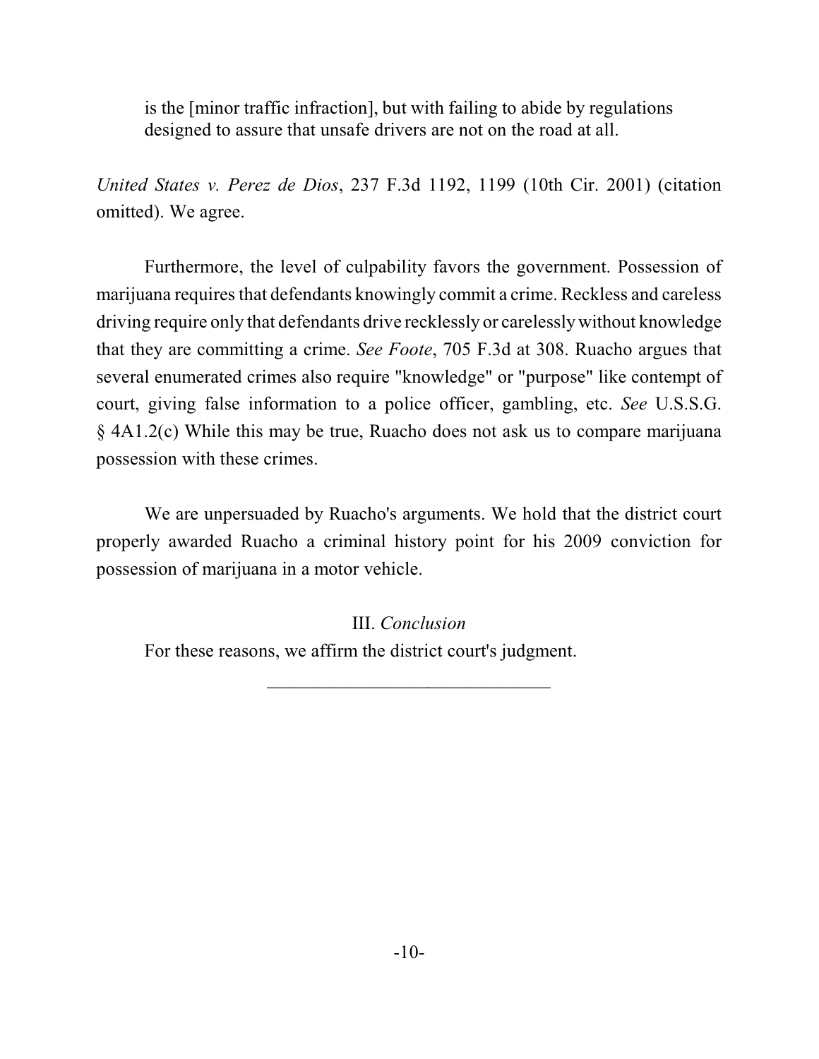> is the [minor traffic infraction], but with failing to abide by regulations designed to assure that unsafe drivers are not on the road at all.

*United States v. Perez de Dios*, 237 F.3d 1192, 1199 (10th Cir. 2001) (citation omitted). We agree.

Furthermore, the level of culpability favors the government. Possession of marijuana requires that defendants knowingly commit a crime. Reckless and careless driving require only that defendants drive recklessly or carelessly without knowledge that they are committing a crime. *See Foote*, 705 F.3d at 308. Ruacho argues that several enumerated crimes also require "knowledge" or "purpose" like contempt of court, giving false information to a police officer, gambling, etc. *See* U.S.S.G. § 4A1.2(c) While this may be true, Ruacho does not ask us to compare marijuana possession with these crimes.

We are unpersuaded by Ruacho's arguments. We hold that the district court properly awarded Ruacho a criminal history point for his 2009 conviction for possession of marijuana in a motor vehicle.

## III. *Conclusion*

For these reasons, we affirm the district court's judgment.

______________________________